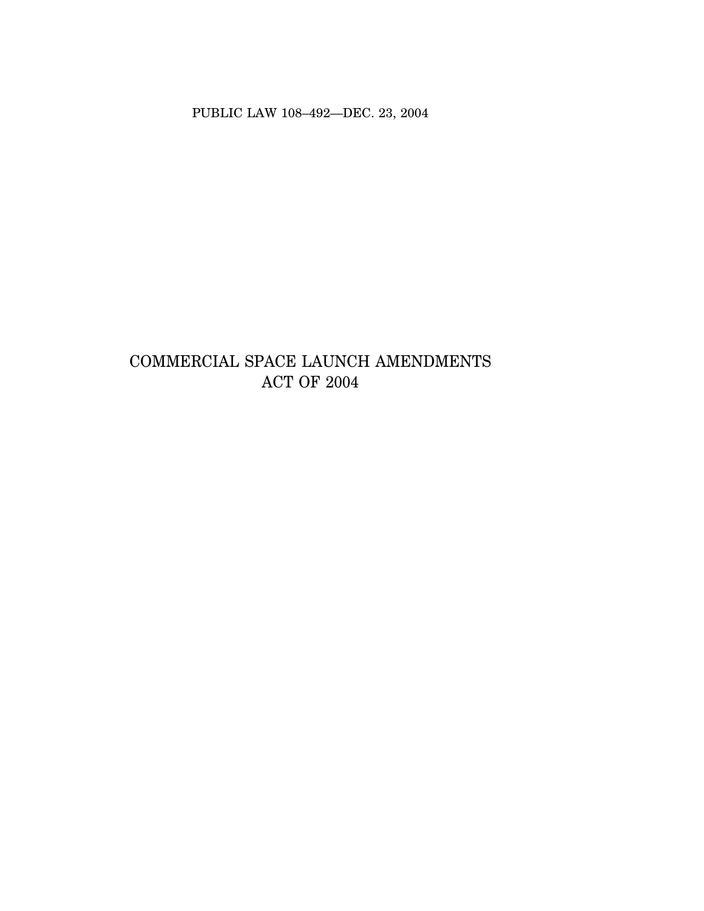PUBLIC LAW 108–492—DEC. 23, 2004

# COMMERCIAL SPACE LAUNCH AMENDMENTS ACT OF 2004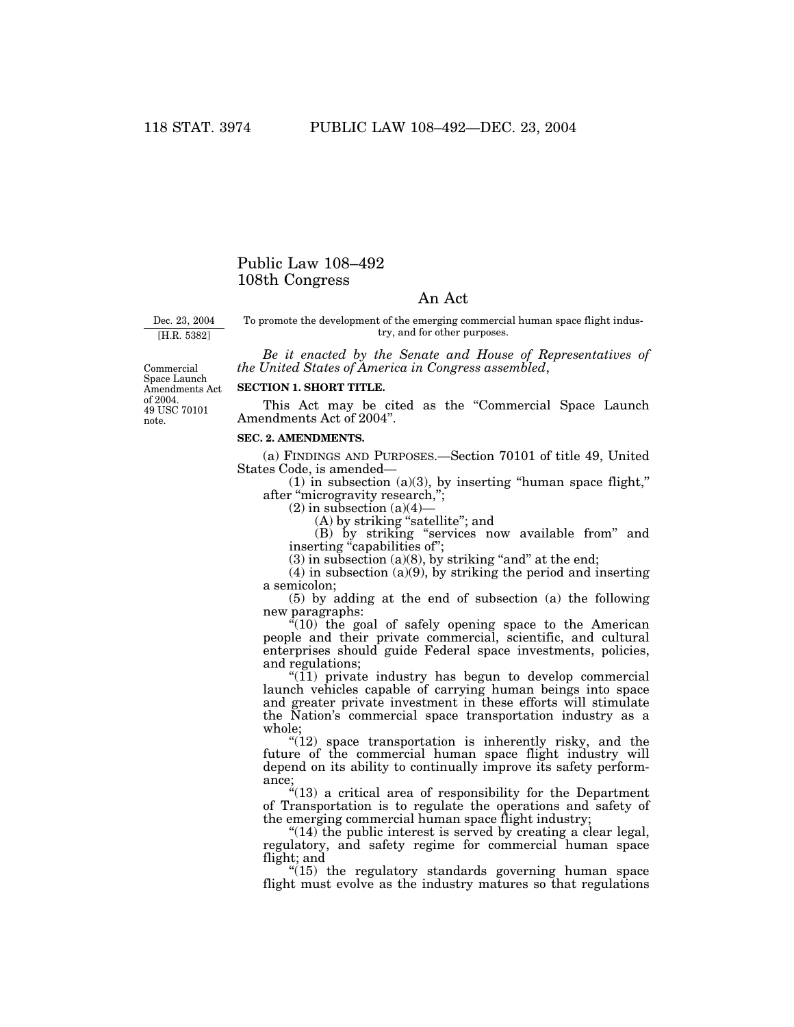# Public Law 108–492
# 108th Congress

## An Act

Dec. 23, 2004
[H.R. 5382]

To promote the development of the emerging commercial human space flight industry, and for other purposes.

*Be it enacted by the Senate and House of Representatives of the United States of America in Congress assembled*,

Commercial Space Launch Amendments Act of 2004.
49 USC 70101 note.

**SECTION 1. SHORT TITLE.**

This Act may be cited as the "Commercial Space Launch Amendments Act of 2004".

**SEC. 2. AMENDMENTS.**

(a) FINDINGS AND PURPOSES.—Section 70101 of title 49, United States Code, is amended—

(1) in subsection (a)(3), by inserting "human space flight," after "microgravity research,";

(2) in subsection (a)(4)—

(A) by striking "satellite"; and

(B) by striking "services now available from" and inserting "capabilities of";

(3) in subsection (a)(8), by striking "and" at the end;

(4) in subsection (a)(9), by striking the period and inserting a semicolon;

(5) by adding at the end of subsection (a) the following new paragraphs:

"(10) the goal of safely opening space to the American people and their private commercial, scientific, and cultural enterprises should guide Federal space investments, policies, and regulations;

"(11) private industry has begun to develop commercial launch vehicles capable of carrying human beings into space and greater private investment in these efforts will stimulate the Nation's commercial space transportation industry as a whole;

"(12) space transportation is inherently risky, and the future of the commercial human space flight industry will depend on its ability to continually improve its safety performance;

"(13) a critical area of responsibility for the Department of Transportation is to regulate the operations and safety of the emerging commercial human space flight industry;

"(14) the public interest is served by creating a clear legal, regulatory, and safety regime for commercial human space flight; and

"(15) the regulatory standards governing human space flight must evolve as the industry matures so that regulations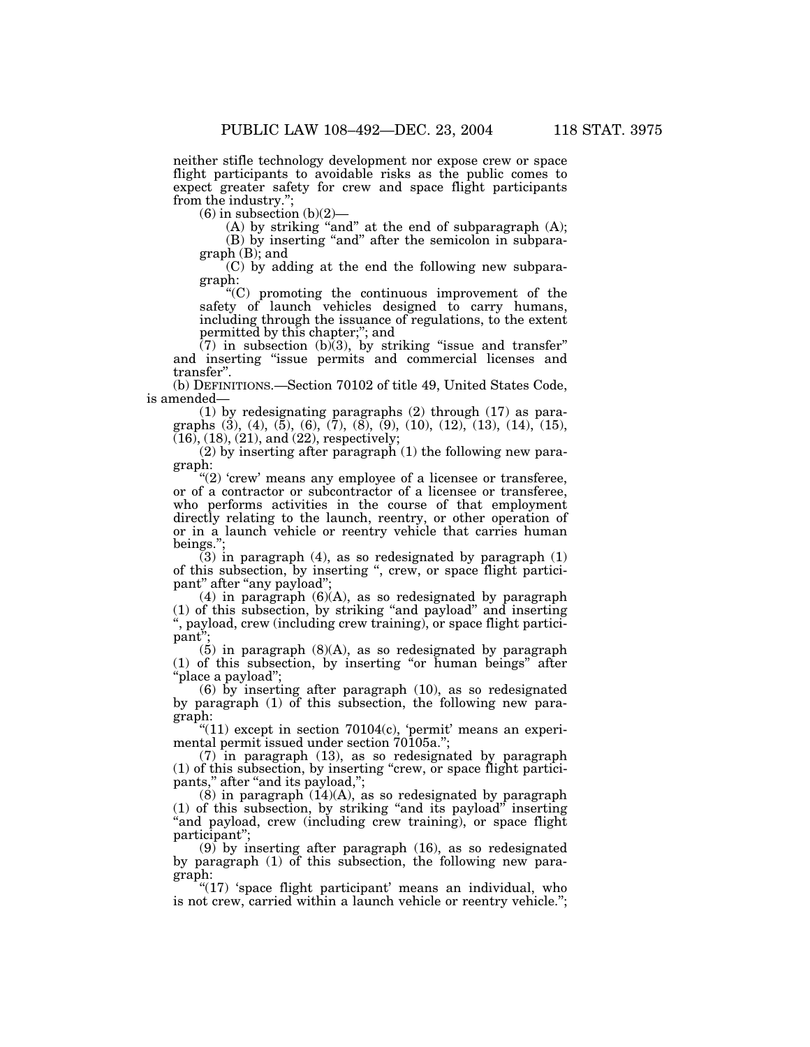neither stifle technology development nor expose crew or space flight participants to avoidable risks as the public comes to expect greater safety for crew and space flight participants from the industry.";

(6) in subsection (b)(2)—

(A) by striking "and" at the end of subparagraph (A);

(B) by inserting "and" after the semicolon in subparagraph (B); and

(C) by adding at the end the following new subparagraph:

"(C) promoting the continuous improvement of the safety of launch vehicles designed to carry humans, including through the issuance of regulations, to the extent permitted by this chapter;"; and

(7) in subsection (b)(3), by striking "issue and transfer" and inserting "issue permits and commercial licenses and transfer".

(b) DEFINITIONS.—Section 70102 of title 49, United States Code, is amended—

(1) by redesignating paragraphs (2) through (17) as paragraphs (3), (4), (5), (6), (7), (8), (9), (10), (12), (13), (14), (15), (16), (18), (21), and (22), respectively;

(2) by inserting after paragraph (1) the following new paragraph:

"(2) 'crew' means any employee of a licensee or transferee, or of a contractor or subcontractor of a licensee or transferee, who performs activities in the course of that employment directly relating to the launch, reentry, or other operation of or in a launch vehicle or reentry vehicle that carries human beings.";

(3) in paragraph (4), as so redesignated by paragraph (1) of this subsection, by inserting ", crew, or space flight participant" after "any payload";

(4) in paragraph (6)(A), as so redesignated by paragraph (1) of this subsection, by striking "and payload" and inserting ", payload, crew (including crew training), or space flight participant";

(5) in paragraph (8)(A), as so redesignated by paragraph (1) of this subsection, by inserting "or human beings" after "place a payload";

(6) by inserting after paragraph (10), as so redesignated by paragraph (1) of this subsection, the following new paragraph:

"(11) except in section 70104(c), 'permit' means an experimental permit issued under section 70105a.";

(7) in paragraph (13), as so redesignated by paragraph (1) of this subsection, by inserting "crew, or space flight participants," after "and its payload,";

(8) in paragraph (14)(A), as so redesignated by paragraph (1) of this subsection, by striking "and its payload" inserting "and payload, crew (including crew training), or space flight participant";

(9) by inserting after paragraph (16), as so redesignated by paragraph (1) of this subsection, the following new paragraph:

"(17) 'space flight participant' means an individual, who is not crew, carried within a launch vehicle or reentry vehicle.";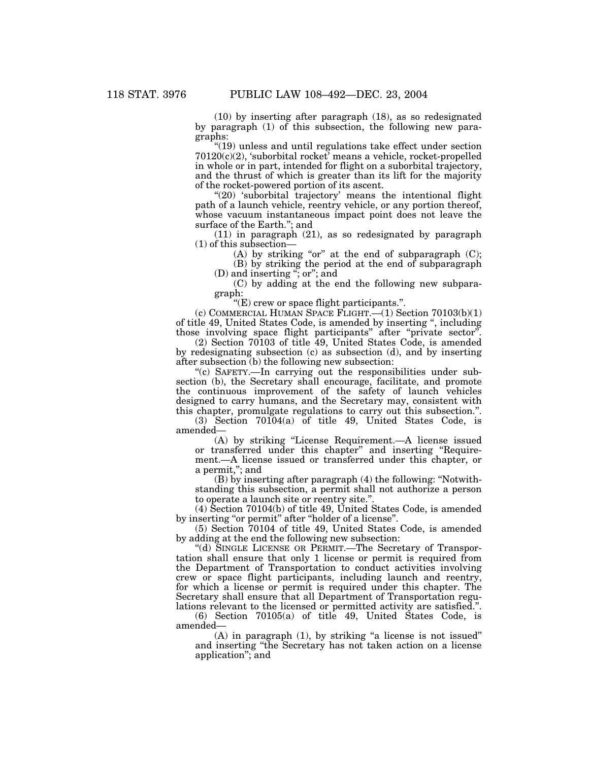(10) by inserting after paragraph (18), as so redesignated by paragraph (1) of this subsection, the following new paragraphs:

"(19) unless and until regulations take effect under section 70120(c)(2), 'suborbital rocket' means a vehicle, rocket-propelled in whole or in part, intended for flight on a suborbital trajectory, and the thrust of which is greater than its lift for the majority of the rocket-powered portion of its ascent.

"(20) 'suborbital trajectory' means the intentional flight path of a launch vehicle, reentry vehicle, or any portion thereof, whose vacuum instantaneous impact point does not leave the surface of the Earth."; and

(11) in paragraph (21), as so redesignated by paragraph (1) of this subsection—

(A) by striking "or" at the end of subparagraph (C);

(B) by striking the period at the end of subparagraph (D) and inserting "; or"; and

(C) by adding at the end the following new subparagraph:

"(E) crew or space flight participants.".

(c) COMMERCIAL HUMAN SPACE FLIGHT.—(1) Section 70103(b)(1) of title 49, United States Code, is amended by inserting ", including those involving space flight participants" after "private sector".

(2) Section 70103 of title 49, United States Code, is amended by redesignating subsection (c) as subsection (d), and by inserting after subsection (b) the following new subsection:

"(c) SAFETY.—In carrying out the responsibilities under subsection (b), the Secretary shall encourage, facilitate, and promote the continuous improvement of the safety of launch vehicles designed to carry humans, and the Secretary may, consistent with this chapter, promulgate regulations to carry out this subsection.".

(3) Section 70104(a) of title 49, United States Code, is amended—

(A) by striking "License Requirement.—A license issued or transferred under this chapter" and inserting "Requirement.—A license issued or transferred under this chapter, or a permit,"; and

(B) by inserting after paragraph (4) the following: "Notwithstanding this subsection, a permit shall not authorize a person to operate a launch site or reentry site.".

(4) Section 70104(b) of title 49, United States Code, is amended by inserting "or permit" after "holder of a license".

(5) Section 70104 of title 49, United States Code, is amended by adding at the end the following new subsection:

"(d) SINGLE LICENSE OR PERMIT.—The Secretary of Transportation shall ensure that only 1 license or permit is required from the Department of Transportation to conduct activities involving crew or space flight participants, including launch and reentry, for which a license or permit is required under this chapter. The Secretary shall ensure that all Department of Transportation regulations relevant to the licensed or permitted activity are satisfied.".

(6) Section 70105(a) of title 49, United States Code, is amended—

(A) in paragraph (1), by striking "a license is not issued" and inserting "the Secretary has not taken action on a license application"; and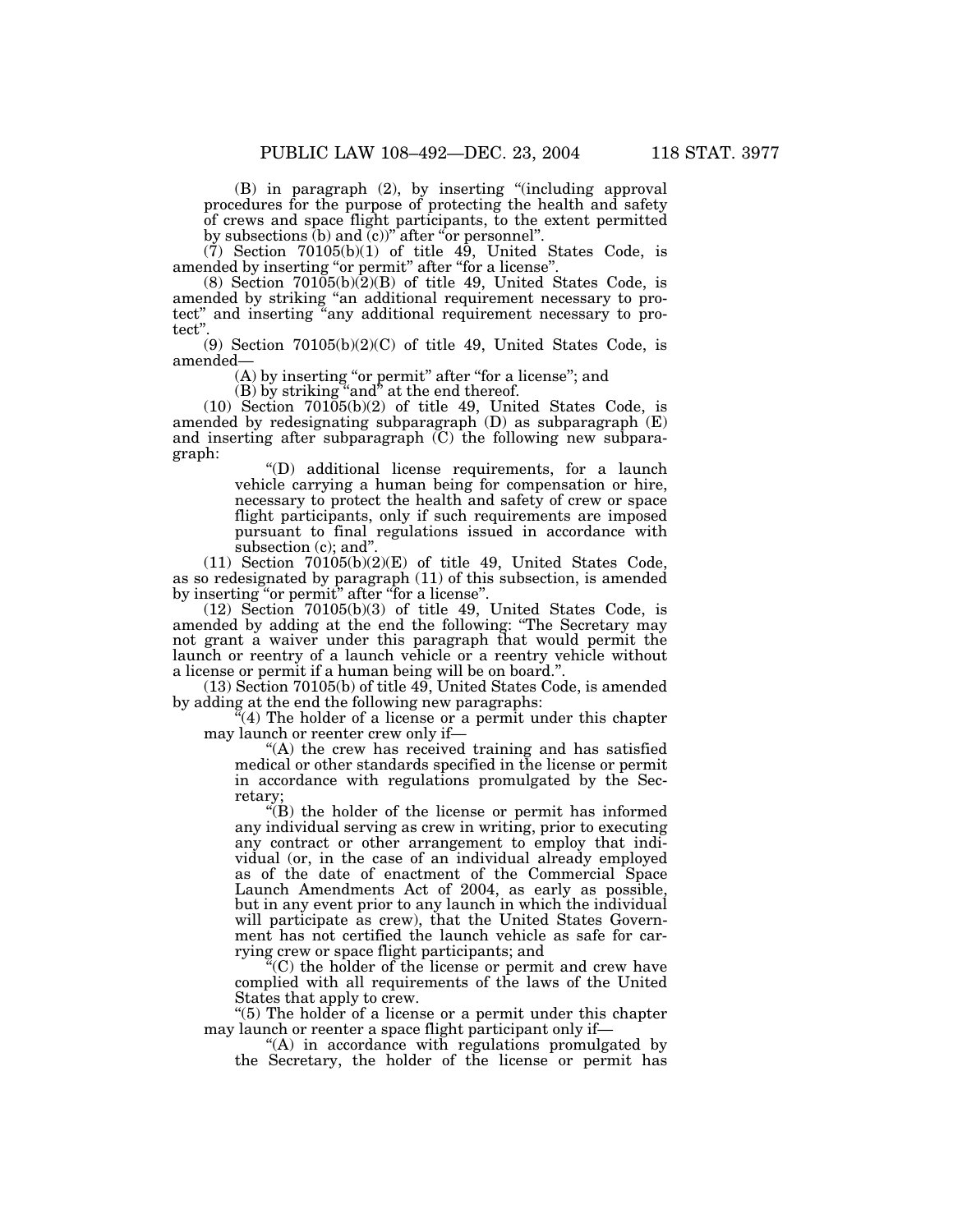(B) in paragraph (2), by inserting "(including approval procedures for the purpose of protecting the health and safety of crews and space flight participants, to the extent permitted by subsections (b) and (c))" after "or personnel".

(7) Section 70105(b)(1) of title 49, United States Code, is amended by inserting "or permit" after "for a license".

(8) Section 70105(b)(2)(B) of title 49, United States Code, is amended by striking "an additional requirement necessary to protect" and inserting "any additional requirement necessary to protect".

(9) Section 70105(b)(2)(C) of title 49, United States Code, is amended—

(A) by inserting "or permit" after "for a license"; and

(B) by striking "and" at the end thereof.

(10) Section 70105(b)(2) of title 49, United States Code, is amended by redesignating subparagraph (D) as subparagraph (E) and inserting after subparagraph (C) the following new subparagraph:

"(D) additional license requirements, for a launch vehicle carrying a human being for compensation or hire, necessary to protect the health and safety of crew or space flight participants, only if such requirements are imposed pursuant to final regulations issued in accordance with subsection (c; and".

(11) Section 70105(b)(2)(E) of title 49, United States Code, as so redesignated by paragraph (11) of this subsection, is amended by inserting "or permit" after "for a license".

(12) Section 70105(b)(3) of title 49, United States Code, is amended by adding at the end the following: "The Secretary may not grant a waiver under this paragraph that would permit the launch or reentry of a launch vehicle or a reentry vehicle without a license or permit if a human being will be on board.".

(13) Section 70105(b) of title 49, United States Code, is amended by adding at the end the following new paragraphs:

"(4) The holder of a license or a permit under this chapter may launch or reenter crew only if—

"(A) the crew has received training and has satisfied medical or other standards specified in the license or permit in accordance with regulations promulgated by the Secretary;

"(B) the holder of the license or permit has informed any individual serving as crew in writing, prior to executing any contract or other arrangement to employ that individual (or, in the case of an individual already employed as of the date of enactment of the Commercial Space Launch Amendments Act of 2004, as early as possible, but in any event prior to any launch in which the individual will participate as crew), that the United States Government has not certified the launch vehicle as safe for carrying crew or space flight participants; and

"(C) the holder of the license or permit and crew have complied with all requirements of the laws of the United States that apply to crew.

"(5) The holder of a license or a permit under this chapter may launch or reenter a space flight participant only if—

"(A) in accordance with regulations promulgated by the Secretary, the holder of the license or permit has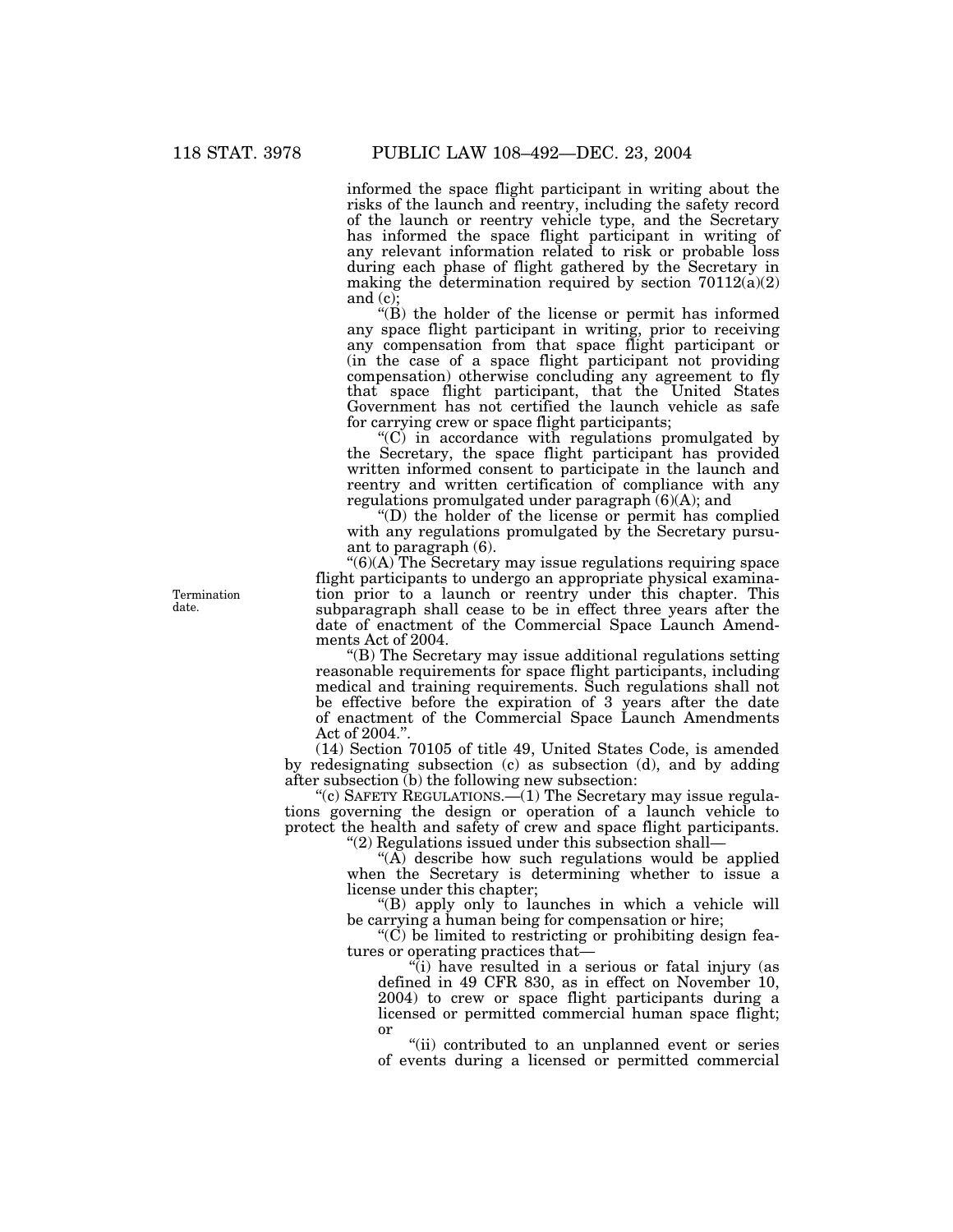informed the space flight participant in writing about the risks of the launch and reentry, including the safety record of the launch or reentry vehicle type, and the Secretary has informed the space flight participant in writing of any relevant information related to risk or probable loss during each phase of flight gathered by the Secretary in making the determination required by section 70112(a)(2) and (c);

"(B) the holder of the license or permit has informed any space flight participant in writing, prior to receiving any compensation from that space flight participant or (in the case of a space flight participant not providing compensation) otherwise concluding any agreement to fly that space flight participant, that the United States Government has not certified the launch vehicle as safe for carrying crew or space flight participants;

"(C) in accordance with regulations promulgated by the Secretary, the space flight participant has provided written informed consent to participate in the launch and reentry and written certification of compliance with any regulations promulgated under paragraph (6)(A); and

"(D) the holder of the license or permit has complied with any regulations promulgated by the Secretary pursuant to paragraph (6).

Termination date.

"(6)(A) The Secretary may issue regulations requiring space flight participants to undergo an appropriate physical examination prior to a launch or reentry under this chapter. This subparagraph shall cease to be in effect three years after the date of enactment of the Commercial Space Launch Amendments Act of 2004.

"(B) The Secretary may issue additional regulations setting reasonable requirements for space flight participants, including medical and training requirements. Such regulations shall not be effective before the expiration of 3 years after the date of enactment of the Commercial Space Launch Amendments Act of 2004.".

(14) Section 70105 of title 49, United States Code, is amended by redesignating subsection (c) as subsection (d), and by adding after subsection (b) the following new subsection:

"(c) SAFETY REGULATIONS.—(1) The Secretary may issue regulations governing the design or operation of a launch vehicle to protect the health and safety of crew and space flight participants.

"(2) Regulations issued under this subsection shall—

"(A) describe how such regulations would be applied when the Secretary is determining whether to issue a license under this chapter;

"(B) apply only to launches in which a vehicle will be carrying a human being for compensation or hire;

"(C) be limited to restricting or prohibiting design features or operating practices that—

"(i) have resulted in a serious or fatal injury (as defined in 49 CFR 830, as in effect on November 10, 2004) to crew or space flight participants during a licensed or permitted commercial human space flight; or

"(ii) contributed to an unplanned event or series of events during a licensed or permitted commercial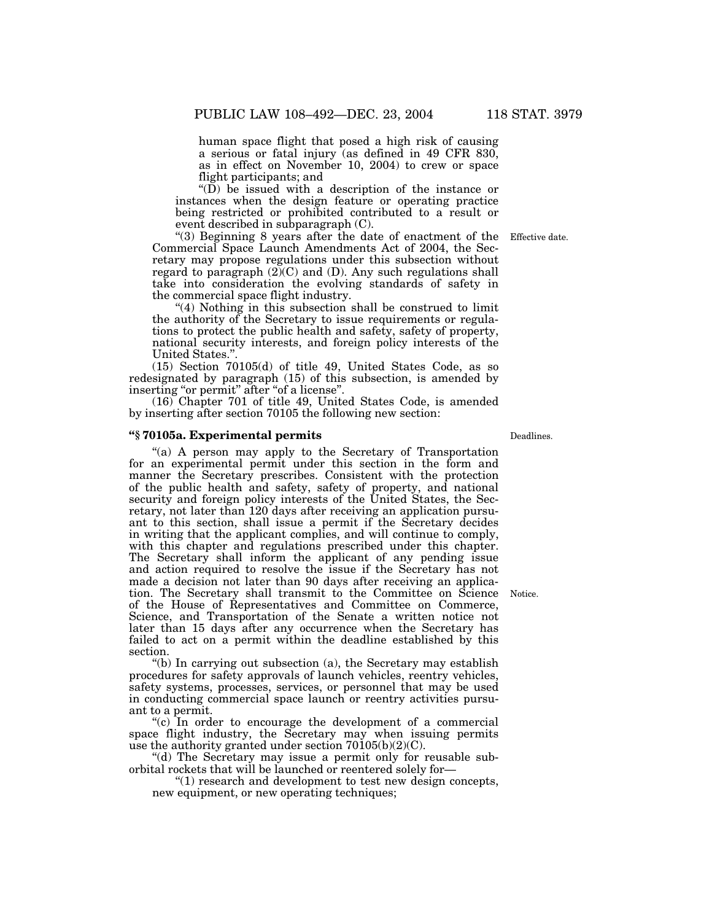human space flight that posed a high risk of causing a serious or fatal injury (as defined in 49 CFR 830, as in effect on November 10, 2004) to crew or space flight participants; and

"(D) be issued with a description of the instance or instances when the design feature or operating practice being restricted or prohibited contributed to a result or event described in subparagraph (C).

"(3) Beginning 8 years after the date of enactment of the Commercial Space Launch Amendments Act of 2004, the Secretary may propose regulations under this subsection without regard to paragraph (2)(C) and (D). Any such regulations shall take into consideration the evolving standards of safety in the commercial space flight industry.

Effective date.

"(4) Nothing in this subsection shall be construed to limit the authority of the Secretary to issue requirements or regulations to protect the public health and safety, safety of property, national security interests, and foreign policy interests of the United States.".

(15) Section 70105(d) of title 49, United States Code, as so redesignated by paragraph (15) of this subsection, is amended by inserting "or permit" after "of a license".

(16) Chapter 701 of title 49, United States Code, is amended by inserting after section 70105 the following new section:

**"§ 70105a. Experimental permits**

Deadlines.

"(a) A person may apply to the Secretary of Transportation for an experimental permit under this section in the form and manner the Secretary prescribes. Consistent with the protection of the public health and safety, safety of property, and national security and foreign policy interests of the United States, the Secretary, not later than 120 days after receiving an application pursuant to this section, shall issue a permit if the Secretary decides in writing that the applicant complies, and will continue to comply, with this chapter and regulations prescribed under this chapter. The Secretary shall inform the applicant of any pending issue and action required to resolve the issue if the Secretary has not made a decision not later than 90 days after receiving an application. The Secretary shall transmit to the Committee on Science of the House of Representatives and Committee on Commerce, Science, and Transportation of the Senate a written notice not later than 15 days after any occurrence when the Secretary has failed to act on a permit within the deadline established by this section.

Notice.

"(b) In carrying out subsection (a), the Secretary may establish procedures for safety approvals of launch vehicles, reentry vehicles, safety systems, processes, services, or personnel that may be used in conducting commercial space launch or reentry activities pursuant to a permit.

"(c) In order to encourage the development of a commercial space flight industry, the Secretary may when issuing permits use the authority granted under section 70105(b)(2)(C).

"(d) The Secretary may issue a permit only for reusable suborbital rockets that will be launched or reentered solely for—

"(1) research and development to test new design concepts, new equipment, or new operating techniques;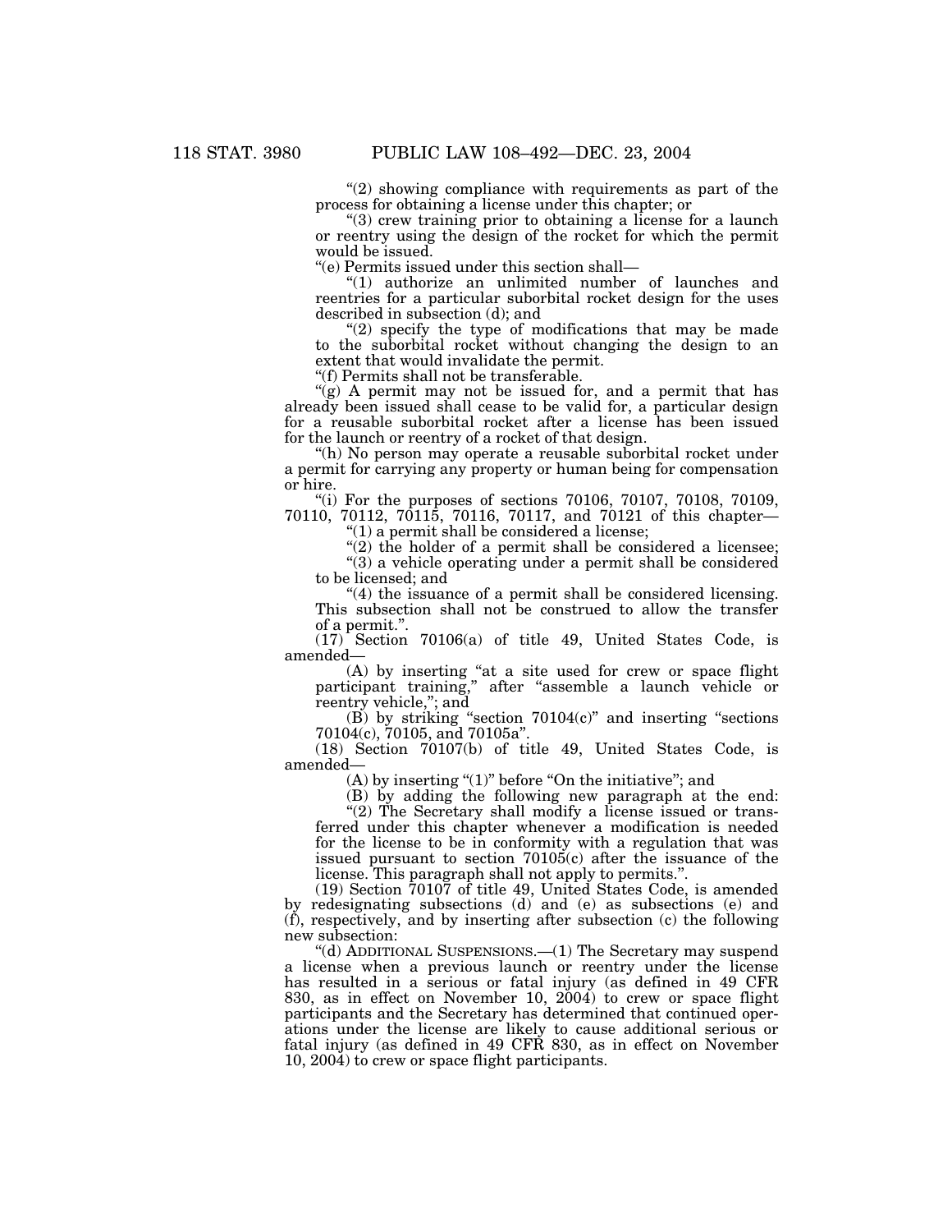"(2) showing compliance with requirements as part of the process for obtaining a license under this chapter; or

"(3) crew training prior to obtaining a license for a launch or reentry using the design of the rocket for which the permit would be issued.

"(e) Permits issued under this section shall—

"(1) authorize an unlimited number of launches and reentries for a particular suborbital rocket design for the uses described in subsection (d); and

"(2) specify the type of modifications that may be made to the suborbital rocket without changing the design to an extent that would invalidate the permit.

"(f) Permits shall not be transferable.

"(g) A permit may not be issued for, and a permit that has already been issued shall cease to be valid for, a particular design for a reusable suborbital rocket after a license has been issued for the launch or reentry of a rocket of that design.

"(h) No person may operate a reusable suborbital rocket under a permit for carrying any property or human being for compensation or hire.

"(i) For the purposes of sections 70106, 70107, 70108, 70109, 70110, 70112, 70115, 70116, 70117, and 70121 of this chapter—

"(1) a permit shall be considered a license;

"(2) the holder of a permit shall be considered a licensee;

"(3) a vehicle operating under a permit shall be considered to be licensed; and

"(4) the issuance of a permit shall be considered licensing. This subsection shall not be construed to allow the transfer of a permit.".

(17) Section 70106(a) of title 49, United States Code, is amended—

(A) by inserting "at a site used for crew or space flight participant training," after "assemble a launch vehicle or reentry vehicle,"; and

(B) by striking "section 70104(c)" and inserting "sections 70104(c), 70105, and 70105a".

(18) Section 70107(b) of title 49, United States Code, is amended—

(A) by inserting "(1)" before "On the initiative"; and

(B) by adding the following new paragraph at the end:

"(2) The Secretary shall modify a license issued or transferred under this chapter whenever a modification is needed for the license to be in conformity with a regulation that was issued pursuant to section 70105(c) after the issuance of the license. This paragraph shall not apply to permits.".

(19) Section 70107 of title 49, United States Code, is amended by redesignating subsections (d) and (e) as subsections (e) and (f), respectively, and by inserting after subsection (c) the following new subsection:

"(d) ADDITIONAL SUSPENSIONS.—(1) The Secretary may suspend a license when a previous launch or reentry under the license has resulted in a serious or fatal injury (as defined in 49 CFR 830, as in effect on November 10, 2004) to crew or space flight participants and the Secretary has determined that continued operations under the license are likely to cause additional serious or fatal injury (as defined in 49 CFR 830, as in effect on November 10, 2004) to crew or space flight participants.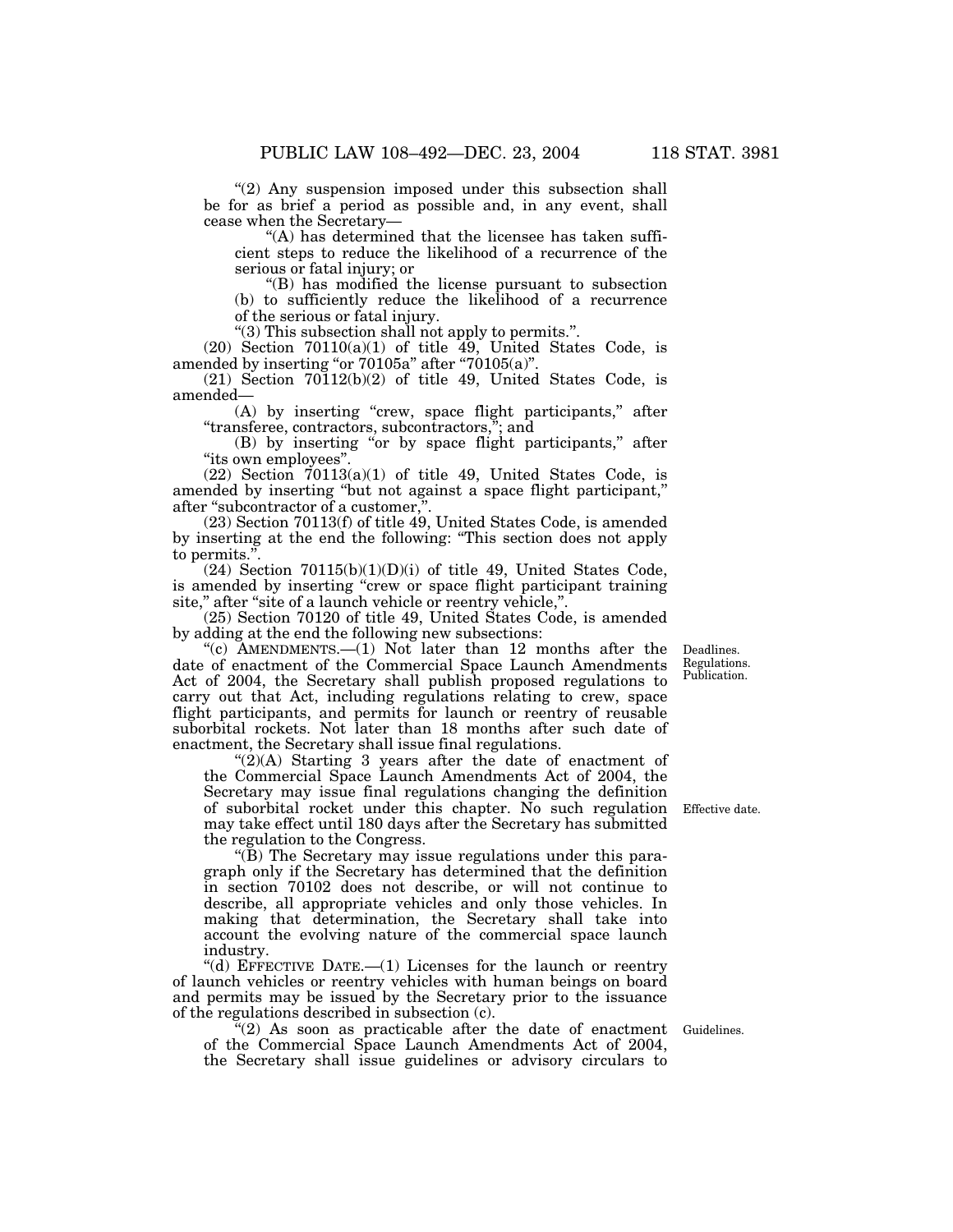"(2) Any suspension imposed under this subsection shall be for as brief a period as possible and, in any event, shall cease when the Secretary—

"(A) has determined that the licensee has taken sufficient steps to reduce the likelihood of a recurrence of the serious or fatal injury; or

"(B) has modified the license pursuant to subsection (b) to sufficiently reduce the likelihood of a recurrence of the serious or fatal injury.

"(3) This subsection shall not apply to permits.".

(20) Section 70110(a)(1) of title 49, United States Code, is amended by inserting "or 70105a" after "70105(a)".

(21) Section 70112(b)(2) of title 49, United States Code, is amended—

(A) by inserting "crew, space flight participants," after "transferee, contractors, subcontractors,"; and

(B) by inserting "or by space flight participants," after "its own employees".

(22) Section 70113(a)(1) of title 49, United States Code, is amended by inserting "but not against a space flight participant," after "subcontractor of a customer,".

(23) Section 70113(f) of title 49, United States Code, is amended by inserting at the end the following: "This section does not apply to permits.".

(24) Section 70115(b)(1)(D)(i) of title 49, United States Code, is amended by inserting "crew or space flight participant training site," after "site of a launch vehicle or reentry vehicle,".

(25) Section 70120 of title 49, United States Code, is amended by adding at the end the following new subsections:

Deadlines. Regulations. Publication.

"(c) AMENDMENTS.—(1) Not later than 12 months after the date of enactment of the Commercial Space Launch Amendments Act of 2004, the Secretary shall publish proposed regulations to carry out that Act, including regulations relating to crew, space flight participants, and permits for launch or reentry of reusable suborbital rockets. Not later than 18 months after such date of enactment, the Secretary shall issue final regulations.

Effective date.

"(2)(A) Starting 3 years after the date of enactment of the Commercial Space Launch Amendments Act of 2004, the Secretary may issue final regulations changing the definition of suborbital rocket under this chapter. No such regulation may take effect until 180 days after the Secretary has submitted the regulation to the Congress.

"(B) The Secretary may issue regulations under this paragraph only if the Secretary has determined that the definition in section 70102 does not describe, or will not continue to describe, all appropriate vehicles and only those vehicles. In making that determination, the Secretary shall take into account the evolving nature of the commercial space launch industry.

"(d) EFFECTIVE DATE.—(1) Licenses for the launch or reentry of launch vehicles or reentry vehicles with human beings on board and permits may be issued by the Secretary prior to the issuance of the regulations described in subsection (c).

Guidelines.

"(2) As soon as practicable after the date of enactment of the Commercial Space Launch Amendments Act of 2004, the Secretary shall issue guidelines or advisory circulars to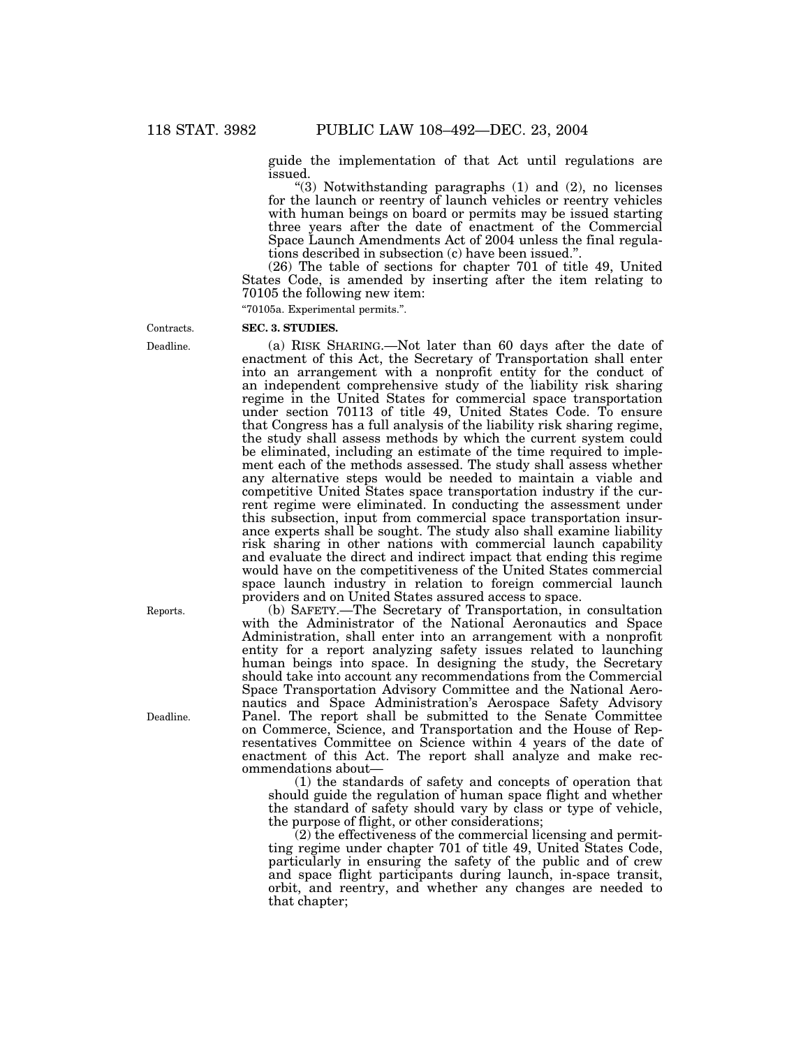guide the implementation of that Act until regulations are issued.

"(3) Notwithstanding paragraphs (1) and (2), no licenses for the launch or reentry of launch vehicles or reentry vehicles with human beings on board or permits may be issued starting three years after the date of enactment of the Commercial Space Launch Amendments Act of 2004 unless the final regulations described in subsection (c) have been issued.".

(26) The table of sections for chapter 701 of title 49, United States Code, is amended by inserting after the item relating to 70105 the following new item:

"70105a. Experimental permits.".

Contracts.

**SEC. 3. STUDIES.**

Deadline.

(a) RISK SHARING.—Not later than 60 days after the date of enactment of this Act, the Secretary of Transportation shall enter into an arrangement with a nonprofit entity for the conduct of an independent comprehensive study of the liability risk sharing regime in the United States for commercial space transportation under section 70113 of title 49, United States Code. To ensure that Congress has a full analysis of the liability risk sharing regime, the study shall assess methods by which the current system could be eliminated, including an estimate of the time required to implement each of the methods assessed. The study shall assess whether any alternative steps would be needed to maintain a viable and competitive United States space transportation industry if the current regime were eliminated. In conducting the assessment under this subsection, input from commercial space transportation insurance experts shall be sought. The study also shall examine liability risk sharing in other nations with commercial launch capability and evaluate the direct and indirect impact that ending this regime would have on the competitiveness of the United States commercial space launch industry in relation to foreign commercial launch providers and on United States assured access to space.

Reports.

(b) SAFETY.—The Secretary of Transportation, in consultation with the Administrator of the National Aeronautics and Space Administration, shall enter into an arrangement with a nonprofit entity for a report analyzing safety issues related to launching human beings into space. In designing the study, the Secretary should take into account any recommendations from the Commercial Space Transportation Advisory Committee and the National Aeronautics and Space Administration's Aerospace Safety Advisory Panel. The report shall be submitted to the Senate Committee on Commerce, Science, and Transportation and the House of Representatives Committee on Science within 4 years of the date of enactment of this Act. The report shall analyze and make recommendations about—

Deadline.

(1) the standards of safety and concepts of operation that should guide the regulation of human space flight and whether the standard of safety should vary by class or type of vehicle, the purpose of flight, or other considerations;

(2) the effectiveness of the commercial licensing and permitting regime under chapter 701 of title 49, United States Code, particularly in ensuring the safety of the public and of crew and space flight participants during launch, in-space transit, orbit, and reentry, and whether any changes are needed to that chapter;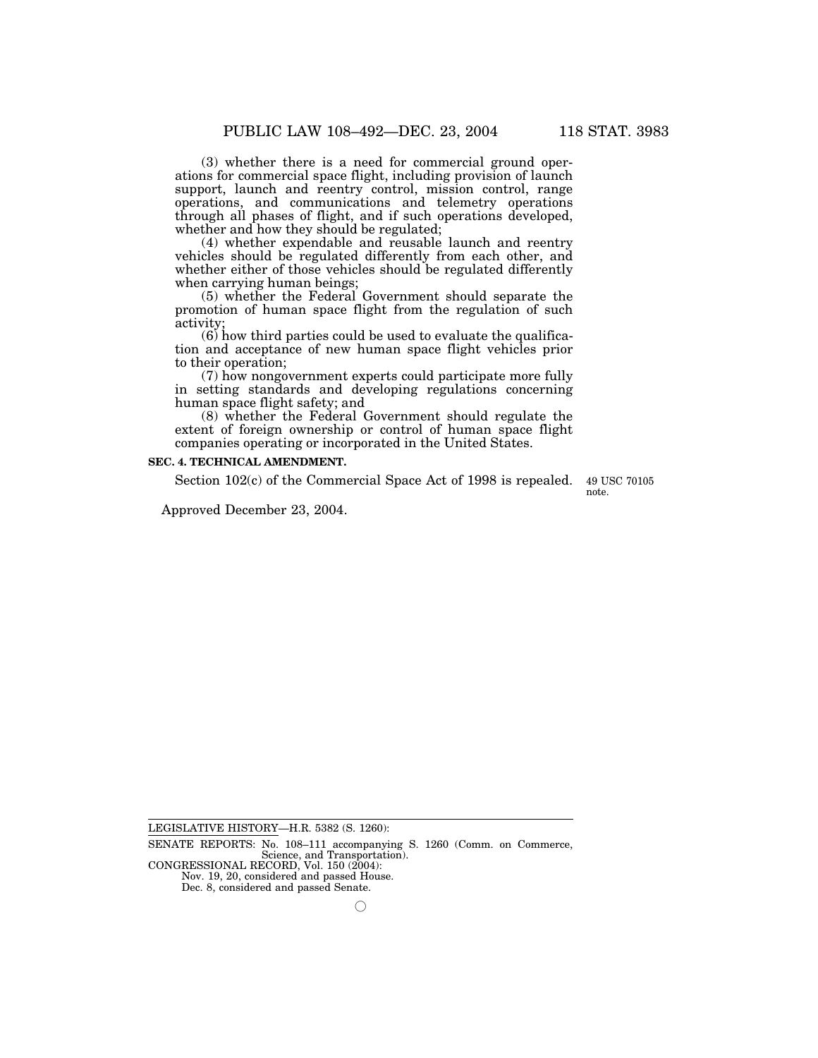(3) whether there is a need for commercial ground operations for commercial space flight, including provision of launch support, launch and reentry control, mission control, range operations, and communications and telemetry operations through all phases of flight, and if such operations developed, whether and how they should be regulated;

(4) whether expendable and reusable launch and reentry vehicles should be regulated differently from each other, and whether either of those vehicles should be regulated differently when carrying human beings;

(5) whether the Federal Government should separate the promotion of human space flight from the regulation of such activity;

(6) how third parties could be used to evaluate the qualification and acceptance of new human space flight vehicles prior to their operation;

(7) how nongovernment experts could participate more fully in setting standards and developing regulations concerning human space flight safety; and

(8) whether the Federal Government should regulate the extent of foreign ownership or control of human space flight companies operating or incorporated in the United States.

**SEC. 4. TECHNICAL AMENDMENT.**

Section 102(c) of the Commercial Space Act of 1998 is repealed.

49 USC 70105 note.

Approved December 23, 2004.

---

LEGISLATIVE HISTORY—H.R. 5382 (S. 1260):

SENATE REPORTS: No. 108–111 accompanying S. 1260 (Comm. on Commerce, Science, and Transportation).

CONGRESSIONAL RECORD, Vol. 150 (2004):

Nov. 19, 20, considered and passed House.

Dec. 8, considered and passed Senate.

○